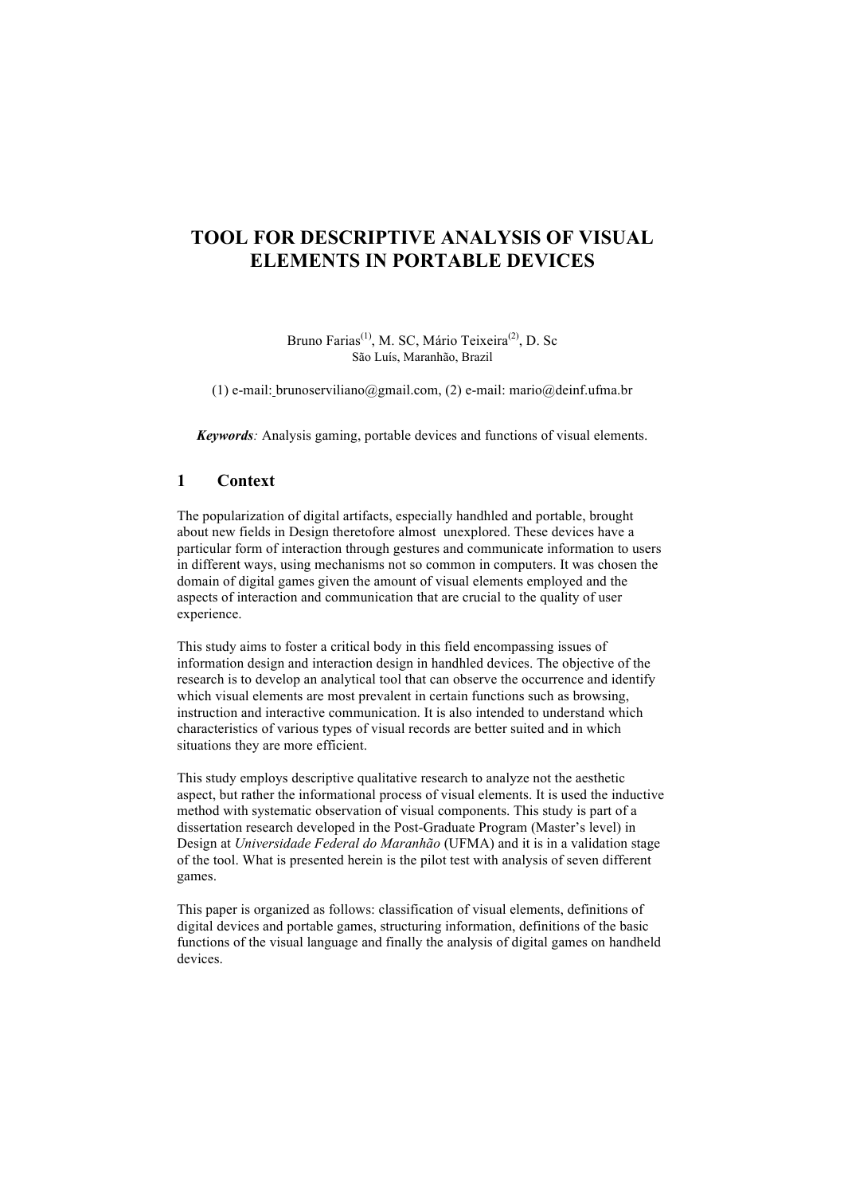# TOOL FOR DESCRIPTIVE ANALYSIS OF VISUAL ELEMENTS IN PORTABLE DEVICES

Bruno Farias[(1)], M. SC, Mário Teixeira[(2)], D. Sc
São Luís, Maranhão, Brazil

(1) e-mail: brunoserviliano@gmail.com, (2) e-mail: mario@deinf.ufma.br

***Keywords**:* Analysis gaming, portable devices and functions of visual elements.

## 1 Context

The popularization of digital artifacts, especially handhled and portable, brought about new fields in Design theretofore almost unexplored. These devices have a particular form of interaction through gestures and communicate information to users in different ways, using mechanisms not so common in computers. It was chosen the domain of digital games given the amount of visual elements employed and the aspects of interaction and communication that are crucial to the quality of user experience.

This study aims to foster a critical body in this field encompassing issues of information design and interaction design in handhled devices. The objective of the research is to develop an analytical tool that can observe the occurrence and identify which visual elements are most prevalent in certain functions such as browsing, instruction and interactive communication. It is also intended to understand which characteristics of various types of visual records are better suited and in which situations they are more efficient.

This study employs descriptive qualitative research to analyze not the aesthetic aspect, but rather the informational process of visual elements. It is used the inductive method with systematic observation of visual components. This study is part of a dissertation research developed in the Post-Graduate Program (Master's level) in Design at *Universidade Federal do Maranhão* (UFMA) and it is in a validation stage of the tool. What is presented herein is the pilot test with analysis of seven different games.

This paper is organized as follows: classification of visual elements, definitions of digital devices and portable games, structuring information, definitions of the basic functions of the visual language and finally the analysis of digital games on handheld devices.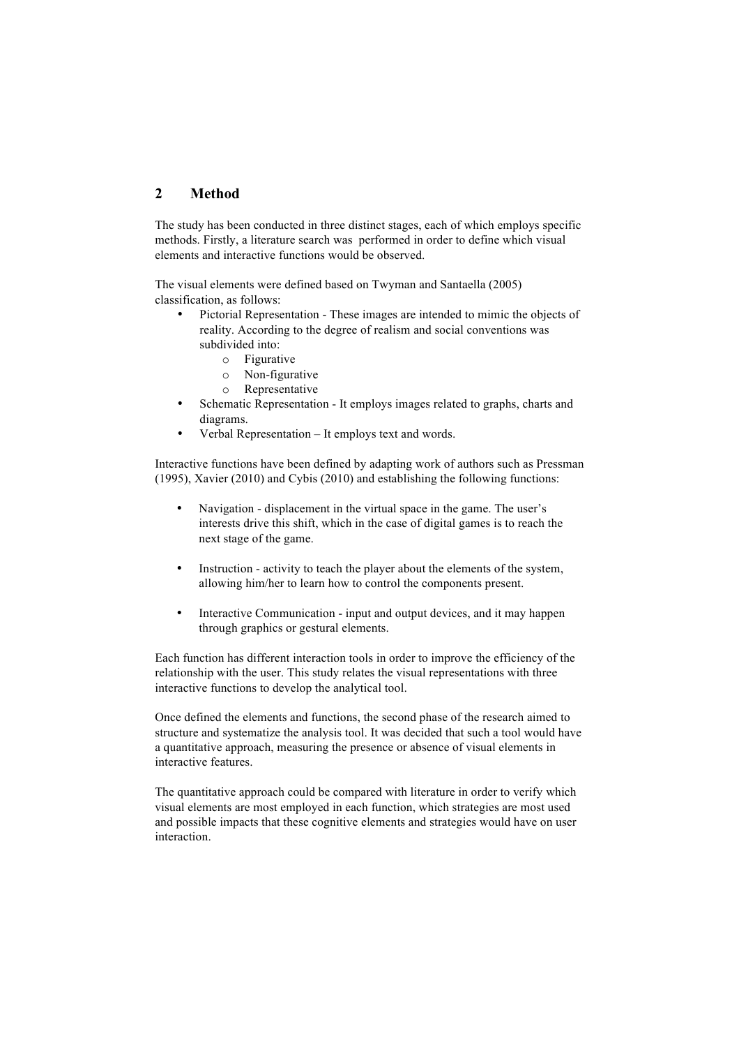## 2 Method

The study has been conducted in three distinct stages, each of which employs specific methods. Firstly, a literature search was performed in order to define which visual elements and interactive functions would be observed.

The visual elements were defined based on Twyman and Santaella (2005) classification, as follows:

- Pictorial Representation - These images are intended to mimic the objects of reality. According to the degree of realism and social conventions was subdivided into:
  - Figurative
  - Non-figurative
  - Representative
- Schematic Representation - It employs images related to graphs, charts and diagrams.
- Verbal Representation – It employs text and words.

Interactive functions have been defined by adapting work of authors such as Pressman (1995), Xavier (2010) and Cybis (2010) and establishing the following functions:

- Navigation - displacement in the virtual space in the game. The user's interests drive this shift, which in the case of digital games is to reach the next stage of the game.

- Instruction - activity to teach the player about the elements of the system, allowing him/her to learn how to control the components present.

- Interactive Communication - input and output devices, and it may happen through graphics or gestural elements.

Each function has different interaction tools in order to improve the efficiency of the relationship with the user. This study relates the visual representations with three interactive functions to develop the analytical tool.

Once defined the elements and functions, the second phase of the research aimed to structure and systematize the analysis tool. It was decided that such a tool would have a quantitative approach, measuring the presence or absence of visual elements in interactive features.

The quantitative approach could be compared with literature in order to verify which visual elements are most employed in each function, which strategies are most used and possible impacts that these cognitive elements and strategies would have on user interaction.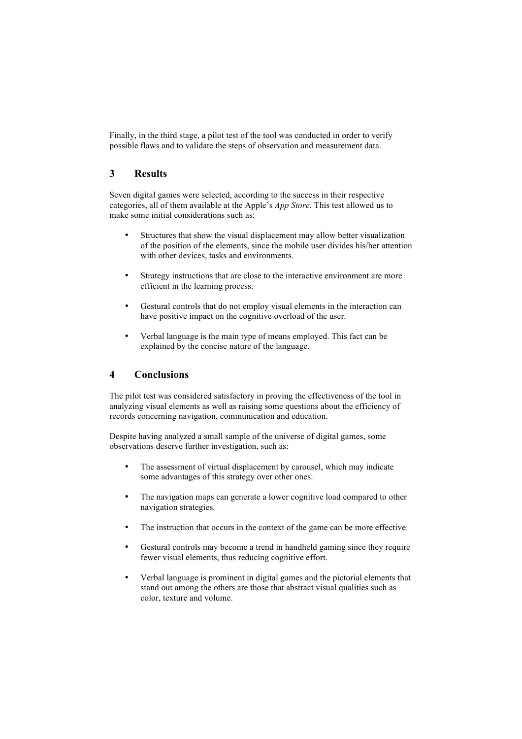Finally, in the third stage, a pilot test of the tool was conducted in order to verify possible flaws and to validate the steps of observation and measurement data.

## 3 Results

Seven digital games were selected, according to the success in their respective categories, all of them available at the Apple's *App Store*. This test allowed us to make some initial considerations such as:

- Structures that show the visual displacement may allow better visualization of the position of the elements, since the mobile user divides his/her attention with other devices, tasks and environments.
- Strategy instructions that are close to the interactive environment are more efficient in the learning process.
- Gestural controls that do not employ visual elements in the interaction can have positive impact on the cognitive overload of the user.
- Verbal language is the main type of means employed. This fact can be explained by the concise nature of the language.

## 4 Conclusions

The pilot test was considered satisfactory in proving the effectiveness of the tool in analyzing visual elements as well as raising some questions about the efficiency of records concerning navigation, communication and education.

Despite having analyzed a small sample of the universe of digital games, some observations deserve further investigation, such as:

- The assessment of virtual displacement by carousel, which may indicate some advantages of this strategy over other ones.
- The navigation maps can generate a lower cognitive load compared to other navigation strategies.
- The instruction that occurs in the context of the game can be more effective.
- Gestural controls may become a trend in handheld gaming since they require fewer visual elements, thus reducing cognitive effort.
- Verbal language is prominent in digital games and the pictorial elements that stand out among the others are those that abstract visual qualities such as color, texture and volume.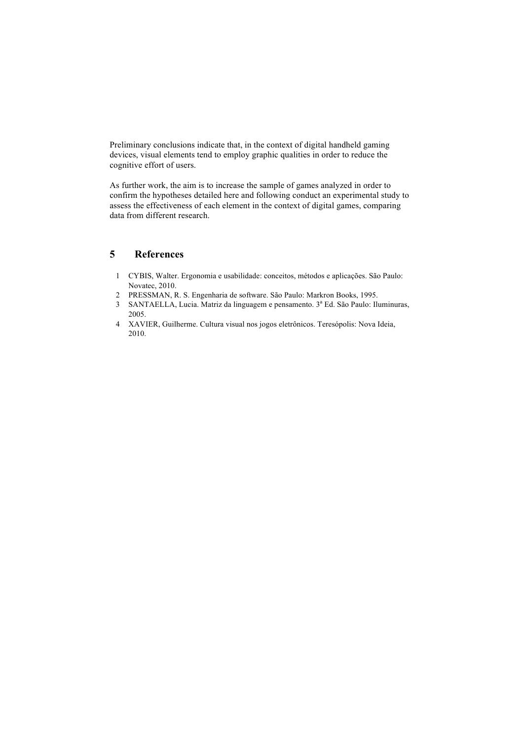Preliminary conclusions indicate that, in the context of digital handheld gaming devices, visual elements tend to employ graphic qualities in order to reduce the cognitive effort of users.

As further work, the aim is to increase the sample of games analyzed in order to confirm the hypotheses detailed here and following conduct an experimental study to assess the effectiveness of each element in the context of digital games, comparing data from different research.

## 5 References

1. CYBIS, Walter. Ergonomia e usabilidade: conceitos, métodos e aplicações. São Paulo: Novatec, 2010.
2. PRESSMAN, R. S. Engenharia de software. São Paulo: Markron Books, 1995.
3. SANTAELLA, Lucia. Matriz da linguagem e pensamento. 3ª Ed. São Paulo: Iluminuras, 2005.
4. XAVIER, Guilherme. Cultura visual nos jogos eletrônicos. Teresópolis: Nova Ideia, 2010.